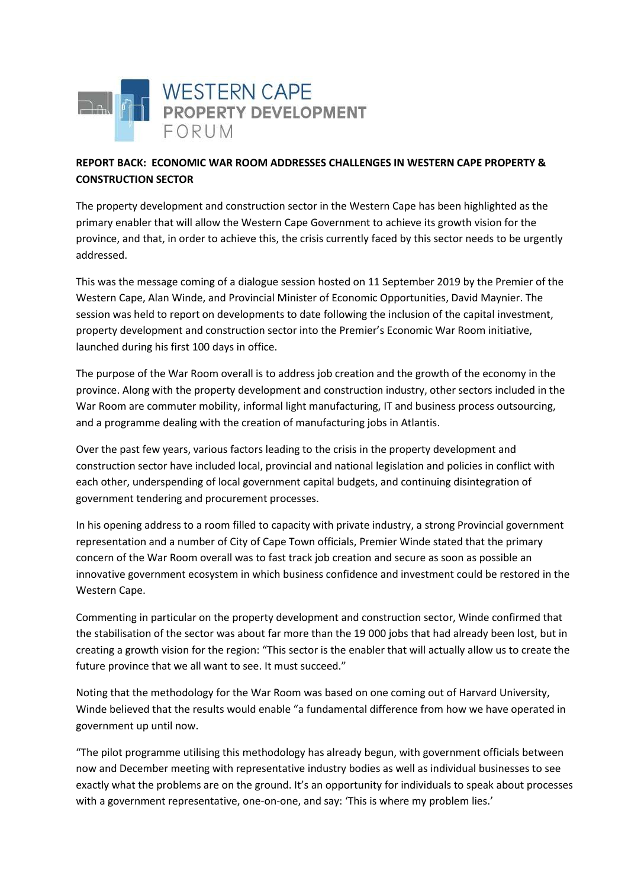WESTERN CAPE
PROPERTY DEVELOPMENT
FORUM

**REPORT BACK: ECONOMIC WAR ROOM ADDRESSES CHALLENGES IN WESTERN CAPE PROPERTY & CONSTRUCTION SECTOR**

The property development and construction sector in the Western Cape has been highlighted as the primary enabler that will allow the Western Cape Government to achieve its growth vision for the province, and that, in order to achieve this, the crisis currently faced by this sector needs to be urgently addressed.

This was the message coming of a dialogue session hosted on 11 September 2019 by the Premier of the Western Cape, Alan Winde, and Provincial Minister of Economic Opportunities, David Maynier. The session was held to report on developments to date following the inclusion of the capital investment, property development and construction sector into the Premier's Economic War Room initiative, launched during his first 100 days in office.

The purpose of the War Room overall is to address job creation and the growth of the economy in the province. Along with the property development and construction industry, other sectors included in the War Room are commuter mobility, informal light manufacturing, IT and business process outsourcing, and a programme dealing with the creation of manufacturing jobs in Atlantis.

Over the past few years, various factors leading to the crisis in the property development and construction sector have included local, provincial and national legislation and policies in conflict with each other, underspending of local government capital budgets, and continuing disintegration of government tendering and procurement processes.

In his opening address to a room filled to capacity with private industry, a strong Provincial government representation and a number of City of Cape Town officials, Premier Winde stated that the primary concern of the War Room overall was to fast track job creation and secure as soon as possible an innovative government ecosystem in which business confidence and investment could be restored in the Western Cape.

Commenting in particular on the property development and construction sector, Winde confirmed that the stabilisation of the sector was about far more than the 19 000 jobs that had already been lost, but in creating a growth vision for the region: "This sector is the enabler that will actually allow us to create the future province that we all want to see. It must succeed."

Noting that the methodology for the War Room was based on one coming out of Harvard University, Winde believed that the results would enable "a fundamental difference from how we have operated in government up until now.

"The pilot programme utilising this methodology has already begun, with government officials between now and December meeting with representative industry bodies as well as individual businesses to see exactly what the problems are on the ground. It's an opportunity for individuals to speak about processes with a government representative, one-on-one, and say: 'This is where my problem lies.'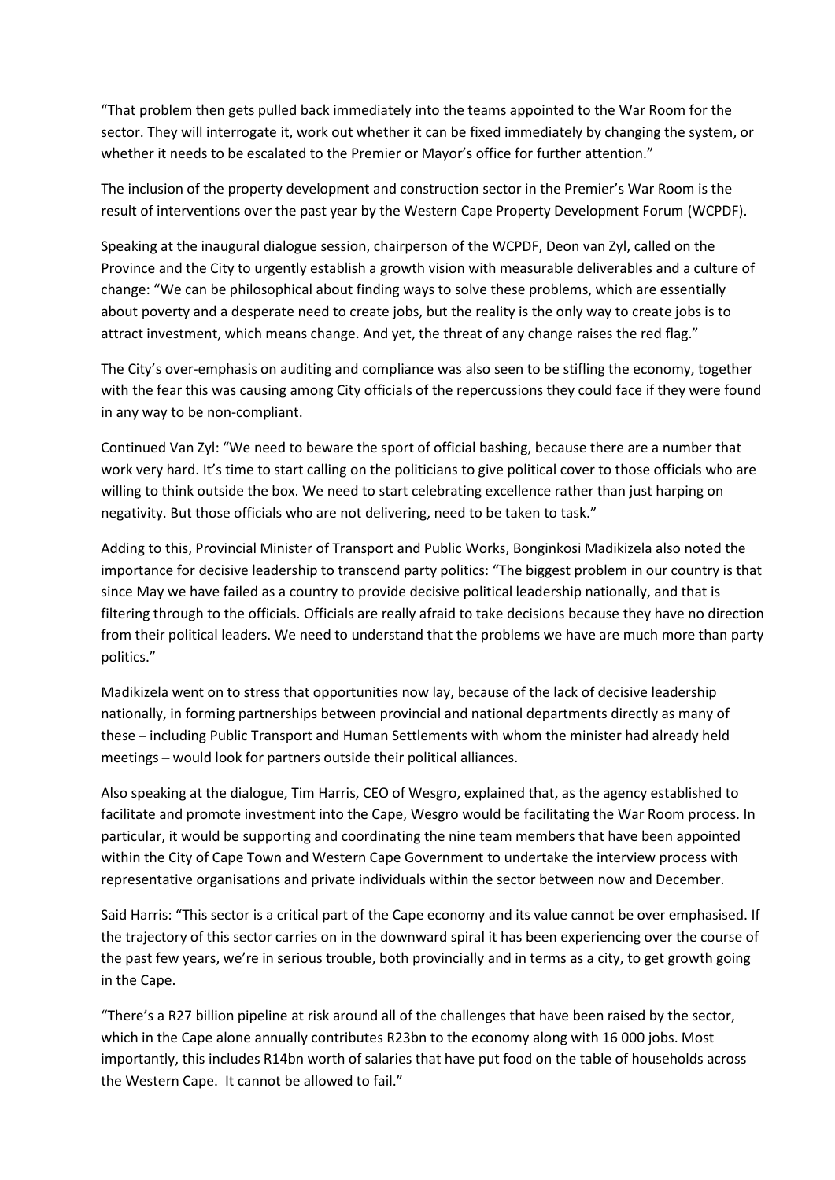"That problem then gets pulled back immediately into the teams appointed to the War Room for the sector. They will interrogate it, work out whether it can be fixed immediately by changing the system, or whether it needs to be escalated to the Premier or Mayor's office for further attention."

The inclusion of the property development and construction sector in the Premier's War Room is the result of interventions over the past year by the Western Cape Property Development Forum (WCPDF).

Speaking at the inaugural dialogue session, chairperson of the WCPDF, Deon van Zyl, called on the Province and the City to urgently establish a growth vision with measurable deliverables and a culture of change: "We can be philosophical about finding ways to solve these problems, which are essentially about poverty and a desperate need to create jobs, but the reality is the only way to create jobs is to attract investment, which means change. And yet, the threat of any change raises the red flag."

The City's over-emphasis on auditing and compliance was also seen to be stifling the economy, together with the fear this was causing among City officials of the repercussions they could face if they were found in any way to be non-compliant.

Continued Van Zyl: "We need to beware the sport of official bashing, because there are a number that work very hard. It's time to start calling on the politicians to give political cover to those officials who are willing to think outside the box. We need to start celebrating excellence rather than just harping on negativity. But those officials who are not delivering, need to be taken to task."

Adding to this, Provincial Minister of Transport and Public Works, Bonginkosi Madikizela also noted the importance for decisive leadership to transcend party politics: "The biggest problem in our country is that since May we have failed as a country to provide decisive political leadership nationally, and that is filtering through to the officials. Officials are really afraid to take decisions because they have no direction from their political leaders. We need to understand that the problems we have are much more than party politics."

Madikizela went on to stress that opportunities now lay, because of the lack of decisive leadership nationally, in forming partnerships between provincial and national departments directly as many of these – including Public Transport and Human Settlements with whom the minister had already held meetings – would look for partners outside their political alliances.

Also speaking at the dialogue, Tim Harris, CEO of Wesgro, explained that, as the agency established to facilitate and promote investment into the Cape, Wesgro would be facilitating the War Room process. In particular, it would be supporting and coordinating the nine team members that have been appointed within the City of Cape Town and Western Cape Government to undertake the interview process with representative organisations and private individuals within the sector between now and December.

Said Harris: "This sector is a critical part of the Cape economy and its value cannot be over emphasised. If the trajectory of this sector carries on in the downward spiral it has been experiencing over the course of the past few years, we're in serious trouble, both provincially and in terms as a city, to get growth going in the Cape.

"There's a R27 billion pipeline at risk around all of the challenges that have been raised by the sector, which in the Cape alone annually contributes R23bn to the economy along with 16 000 jobs. Most importantly, this includes R14bn worth of salaries that have put food on the table of households across the Western Cape. It cannot be allowed to fail."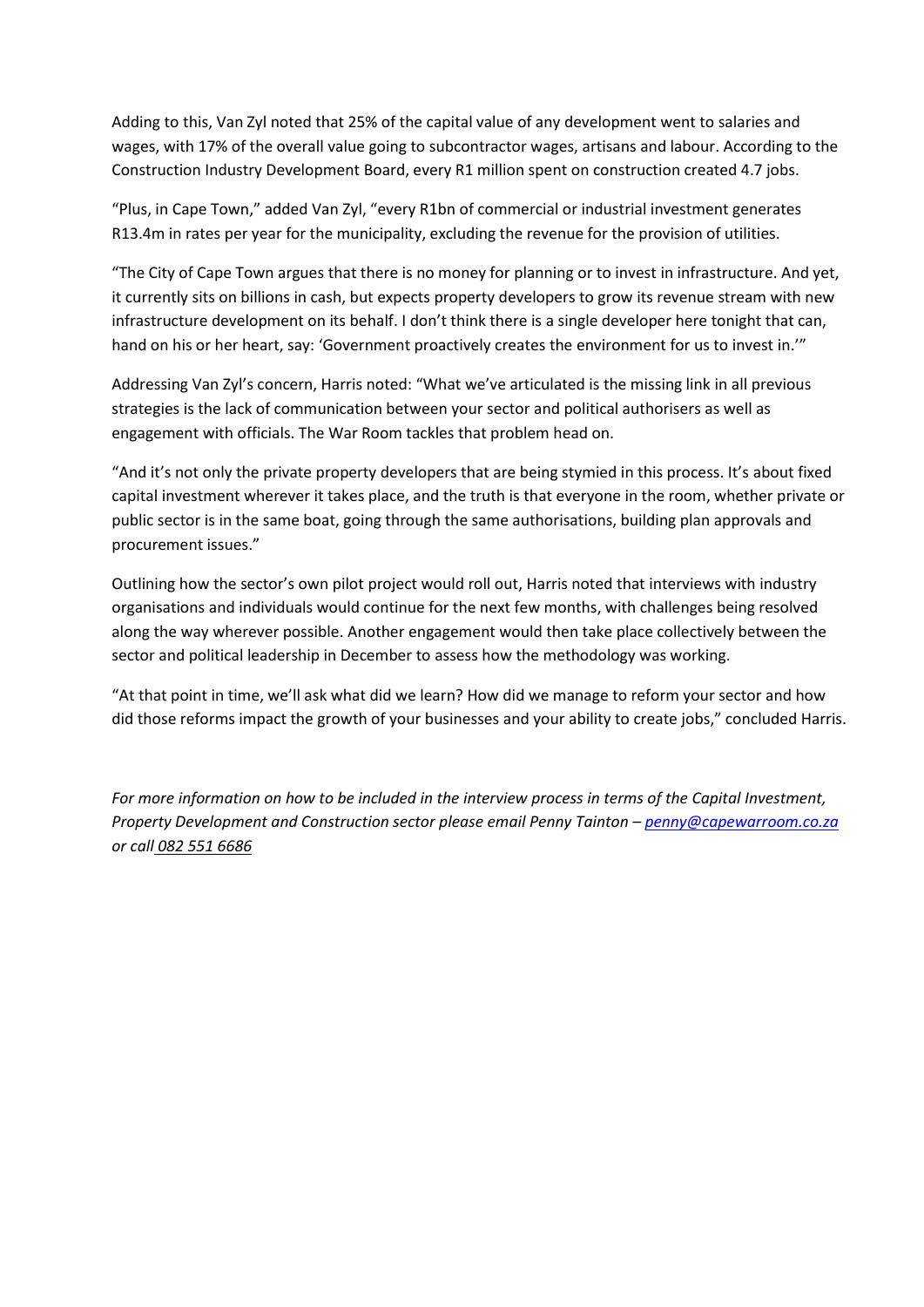Adding to this, Van Zyl noted that 25% of the capital value of any development went to salaries and wages, with 17% of the overall value going to subcontractor wages, artisans and labour. According to the Construction Industry Development Board, every R1 million spent on construction created 4.7 jobs.

"Plus, in Cape Town," added Van Zyl, "every R1bn of commercial or industrial investment generates R13.4m in rates per year for the municipality, excluding the revenue for the provision of utilities.

"The City of Cape Town argues that there is no money for planning or to invest in infrastructure. And yet, it currently sits on billions in cash, but expects property developers to grow its revenue stream with new infrastructure development on its behalf. I don't think there is a single developer here tonight that can, hand on his or her heart, say: 'Government proactively creates the environment for us to invest in.'"

Addressing Van Zyl's concern, Harris noted: "What we've articulated is the missing link in all previous strategies is the lack of communication between your sector and political authorisers as well as engagement with officials. The War Room tackles that problem head on.

"And it's not only the private property developers that are being stymied in this process. It's about fixed capital investment wherever it takes place, and the truth is that everyone in the room, whether private or public sector is in the same boat, going through the same authorisations, building plan approvals and procurement issues."

Outlining how the sector's own pilot project would roll out, Harris noted that interviews with industry organisations and individuals would continue for the next few months, with challenges being resolved along the way wherever possible. Another engagement would then take place collectively between the sector and political leadership in December to assess how the methodology was working.

"At that point in time, we'll ask what did we learn? How did we manage to reform your sector and how did those reforms impact the growth of your businesses and your ability to create jobs," concluded Harris.

*For more information on how to be included in the interview process in terms of the Capital Investment, Property Development and Construction sector please email Penny Tainton – penny@capewarroom.co.za or call 082 551 6686*